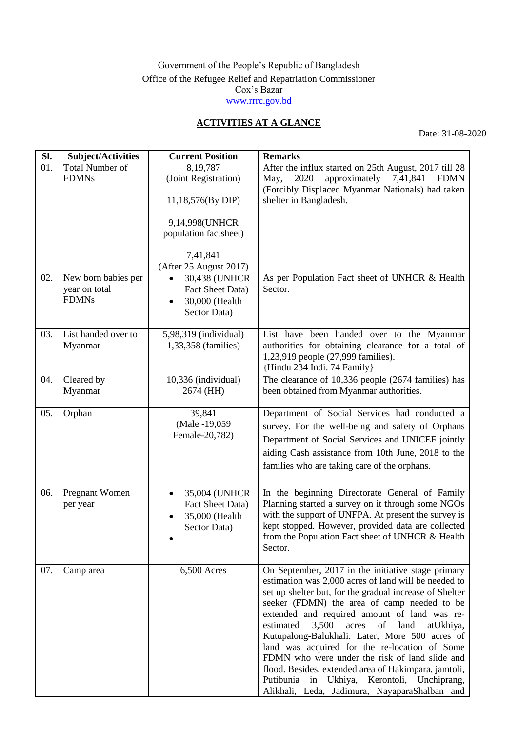Government of the People's Republic of Bangladesh
Office of the Refugee Relief and Repatriation Commissioner
Cox's Bazar
www.rrrc.gov.bd

## ACTIVITIES AT A GLANCE

Date: 31-08-2020

| Sl. | Subject/Activities | Current Position | Remarks |
|---|---|---|---|
| 01. | Total Number of FDMNs | 8,19,787 (Joint Registration)<br><br>11,18,576(By DIP)<br><br>9,14,998(UNHCR population factsheet)<br><br>7,41,841 (After 25 August 2017) | After the influx started on 25th August, 2017 till 28 May, 2020 approximately 7,41,841 FDMN (Forcibly Displaced Myanmar Nationals) had taken shelter in Bangladesh. |
| 02. | New born babies per year on total FDMNs | • 30,438 (UNHCR Fact Sheet Data)<br>• 30,000 (Health Sector Data) | As per Population Fact sheet of UNHCR & Health Sector. |
| 03. | List handed over to Myanmar | 5,98,319 (individual)<br>1,33,358 (families) | List have been handed over to the Myanmar authorities for obtaining clearance for a total of 1,23,919 people (27,999 families).<br>{Hindu 234 Indi. 74 Family} |
| 04. | Cleared by Myanmar | 10,336 (individual)<br>2674 (HH) | The clearance of 10,336 people (2674 families) has been obtained from Myanmar authorities. |
| 05. | Orphan | 39,841<br>(Male -19,059<br>Female-20,782) | Department of Social Services had conducted a survey. For the well-being and safety of Orphans Department of Social Services and UNICEF jointly aiding Cash assistance from 10th June, 2018 to the families who are taking care of the orphans. |
| 06. | Pregnant Women per year | • 35,004 (UNHCR Fact Sheet Data)<br>• 35,000 (Health Sector Data)<br>• | In the beginning Directorate General of Family Planning started a survey on it through some NGOs with the support of UNFPA. At present the survey is kept stopped. However, provided data are collected from the Population Fact sheet of UNHCR & Health Sector. |
| 07. | Camp area | 6,500 Acres | On September, 2017 in the initiative stage primary estimation was 2,000 acres of land will be needed to set up shelter but, for the gradual increase of Shelter seeker (FDMN) the area of camp needed to be extended and required amount of land was re-estimated 3,500 acres of land atUkhiya, Kutupalong-Balukhali. Later, More 500 acres of land was acquired for the re-location of Some FDMN who were under the risk of land slide and flood. Besides, extended area of Hakimpara, jamtoli, Putibunia in Ukhiya, Kerontoli, Unchiprang, Alikhali, Leda, Jadimura, NayaparaShalban and |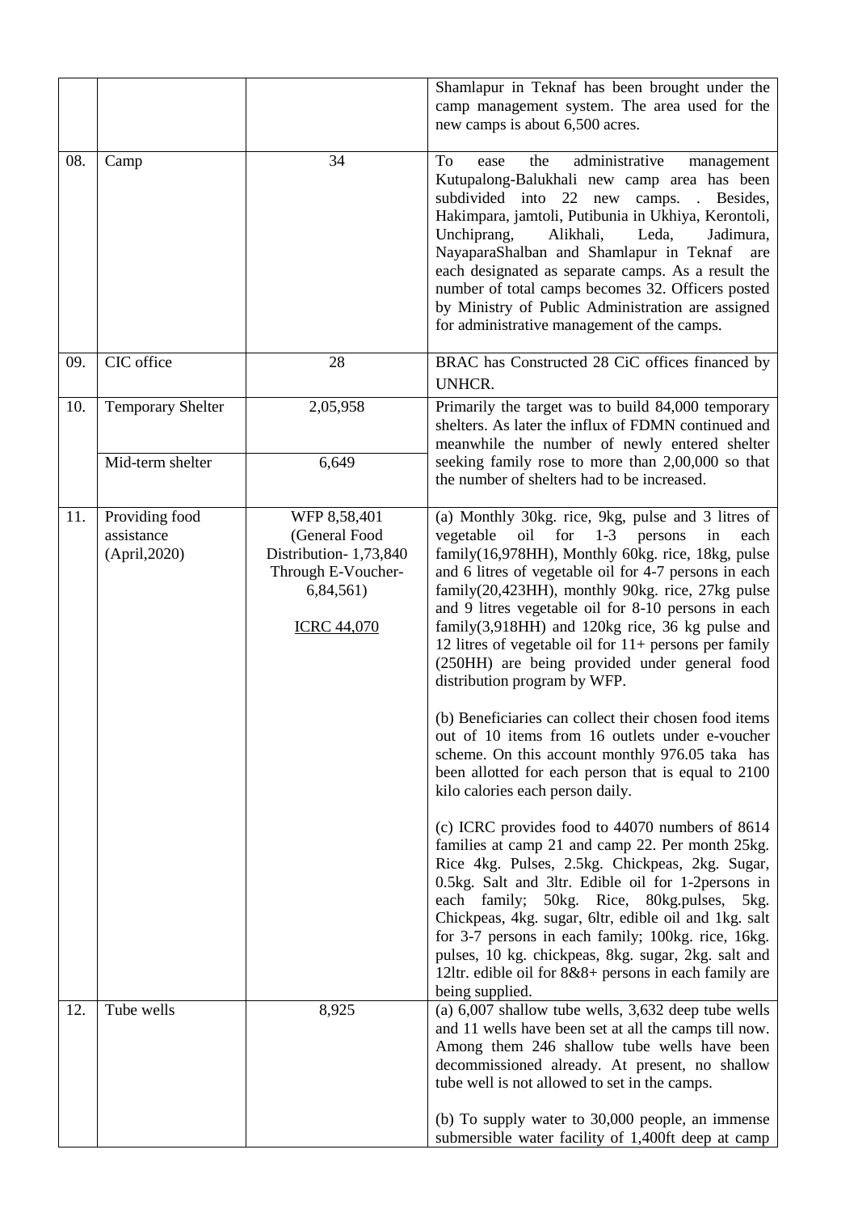|  |  |  |  |
|---|---|---|---|
|  |  |  | Shamlapur in Teknaf has been brought under the camp management system. The area used for the new camps is about 6,500 acres. |
| 08. | Camp | 34 | To ease the administrative management Kutupalong-Balukhali new camp area has been subdivided into 22 new camps. . Besides, Hakimpara, jamtoli, Putibunia in Ukhiya, Kerontoli, Unchiprang, Alikhali, Leda, Jadimura, NayaparaShalban and Shamlapur in Teknaf are each designated as separate camps. As a result the number of total camps becomes 32. Officers posted by Ministry of Public Administration are assigned for administrative management of the camps. |
| 09. | CIC office | 28 | BRAC has Constructed 28 CiC offices financed by UNHCR. |
| 10. | Temporary Shelter | 2,05,958 | Primarily the target was to build 84,000 temporary shelters. As later the influx of FDMN continued and meanwhile the number of newly entered shelter seeking family rose to more than 2,00,000 so that the number of shelters had to be increased. |
|  | Mid-term shelter | 6,649 |  |
| 11. | Providing food assistance (April,2020) | WFP 8,58,401 (General Food Distribution- 1,73,840 Through E-Voucher- 6,84,561)<br><br>ICRC 44,070 | (a) Monthly 30kg. rice, 9kg, pulse and 3 litres of vegetable oil for 1-3 persons in each family(16,978HH), Monthly 60kg. rice, 18kg, pulse and 6 litres of vegetable oil for 4-7 persons in each family(20,423HH), monthly 90kg. rice, 27kg pulse and 9 litres vegetable oil for 8-10 persons in each family(3,918HH) and 120kg rice, 36 kg pulse and 12 litres of vegetable oil for 11+ persons per family (250HH) are being provided under general food distribution program by WFP.<br><br>(b) Beneficiaries can collect their chosen food items out of 10 items from 16 outlets under e-voucher scheme. On this account monthly 976.05 taka has been allotted for each person that is equal to 2100 kilo calories each person daily.<br><br>(c) ICRC provides food to 44070 numbers of 8614 families at camp 21 and camp 22. Per month 25kg. Rice 4kg. Pulses, 2.5kg. Chickpeas, 2kg. Sugar, 0.5kg. Salt and 3ltr. Edible oil for 1-2persons in each family; 50kg. Rice, 80kg.pulses, 5kg. Chickpeas, 4kg. sugar, 6ltr, edible oil and 1kg. salt for 3-7 persons in each family; 100kg. rice, 16kg. pulses, 10 kg. chickpeas, 8kg. sugar, 2kg. salt and 12ltr. edible oil for 8&8+ persons in each family are being supplied. |
| 12. | Tube wells | 8,925 | (a) 6,007 shallow tube wells, 3,632 deep tube wells and 11 wells have been set at all the camps till now. Among them 246 shallow tube wells have been decommissioned already. At present, no shallow tube well is not allowed to set in the camps.<br><br>(b) To supply water to 30,000 people, an immense submersible water facility of 1,400ft deep at camp |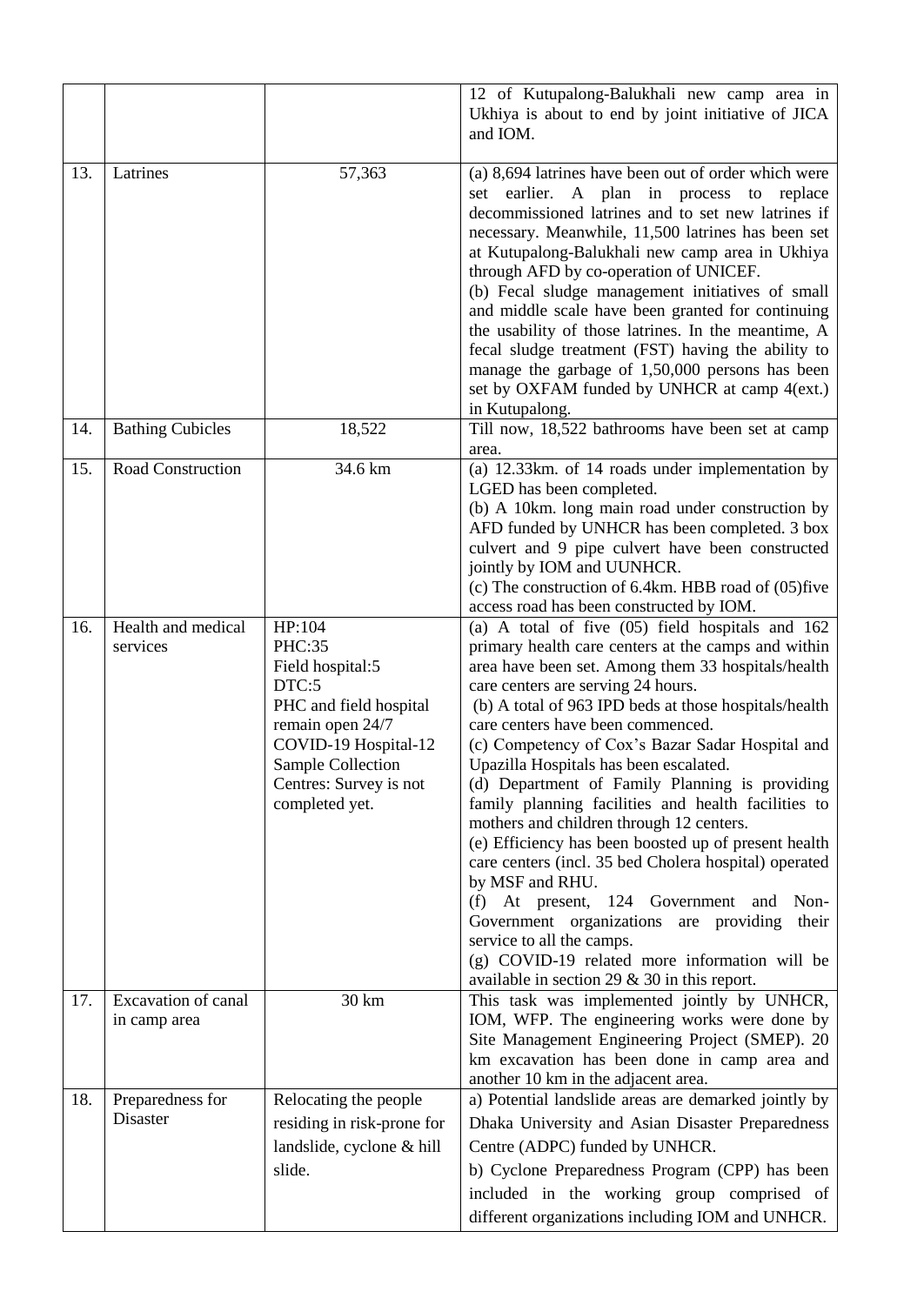| | | | |
|---|---|---|---|
| | | | 12 of Kutupalong-Balukhali new camp area in Ukhiya is about to end by joint initiative of JICA and IOM. |
| 13. | Latrines | 57,363 | (a) 8,694 latrines have been out of order which were set earlier. A plan in process to replace decommissioned latrines and to set new latrines if necessary. Meanwhile, 11,500 latrines has been set at Kutupalong-Balukhali new camp area in Ukhiya through AFD by co-operation of UNICEF.<br>(b) Fecal sludge management initiatives of small and middle scale have been granted for continuing the usability of those latrines. In the meantime, A fecal sludge treatment (FST) having the ability to manage the garbage of 1,50,000 persons has been set by OXFAM funded by UNHCR at camp 4(ext.) in Kutupalong. |
| 14. | Bathing Cubicles | 18,522 | Till now, 18,522 bathrooms have been set at camp area. |
| 15. | Road Construction | 34.6 km | (a) 12.33km. of 14 roads under implementation by LGED has been completed.<br>(b) A 10km. long main road under construction by AFD funded by UNHCR has been completed. 3 box culvert and 9 pipe culvert have been constructed jointly by IOM and UUNHCR.<br>(c) The construction of 6.4km. HBB road of (05)five access road has been constructed by IOM. |
| 16. | Health and medical services | HP:104<br>PHC:35<br>Field hospital:5<br>DTC:5<br>PHC and field hospital remain open 24/7<br>COVID-19 Hospital-12<br>Sample Collection Centres: Survey is not completed yet. | (a) A total of five (05) field hospitals and 162 primary health care centers at the camps and within area have been set. Among them 33 hospitals/health care centers are serving 24 hours.<br>(b) A total of 963 IPD beds at those hospitals/health care centers have been commenced.<br>(c) Competency of Cox's Bazar Sadar Hospital and Upazilla Hospitals has been escalated.<br>(d) Department of Family Planning is providing family planning facilities and health facilities to mothers and children through 12 centers.<br>(e) Efficiency has been boosted up of present health care centers (incl. 35 bed Cholera hospital) operated by MSF and RHU.<br>(f) At present, 124 Government and Non-Government organizations are providing their service to all the camps.<br>(g) COVID-19 related more information will be available in section 29 & 30 in this report. |
| 17. | Excavation of canal in camp area | 30 km | This task was implemented jointly by UNHCR, IOM, WFP. The engineering works were done by Site Management Engineering Project (SMEP). 20 km excavation has been done in camp area and another 10 km in the adjacent area. |
| 18. | Preparedness for Disaster | Relocating the people residing in risk-prone for landslide, cyclone & hill slide. | a) Potential landslide areas are demarked jointly by Dhaka University and Asian Disaster Preparedness Centre (ADPC) funded by UNHCR.<br>b) Cyclone Preparedness Program (CPP) has been included in the working group comprised of different organizations including IOM and UNHCR. |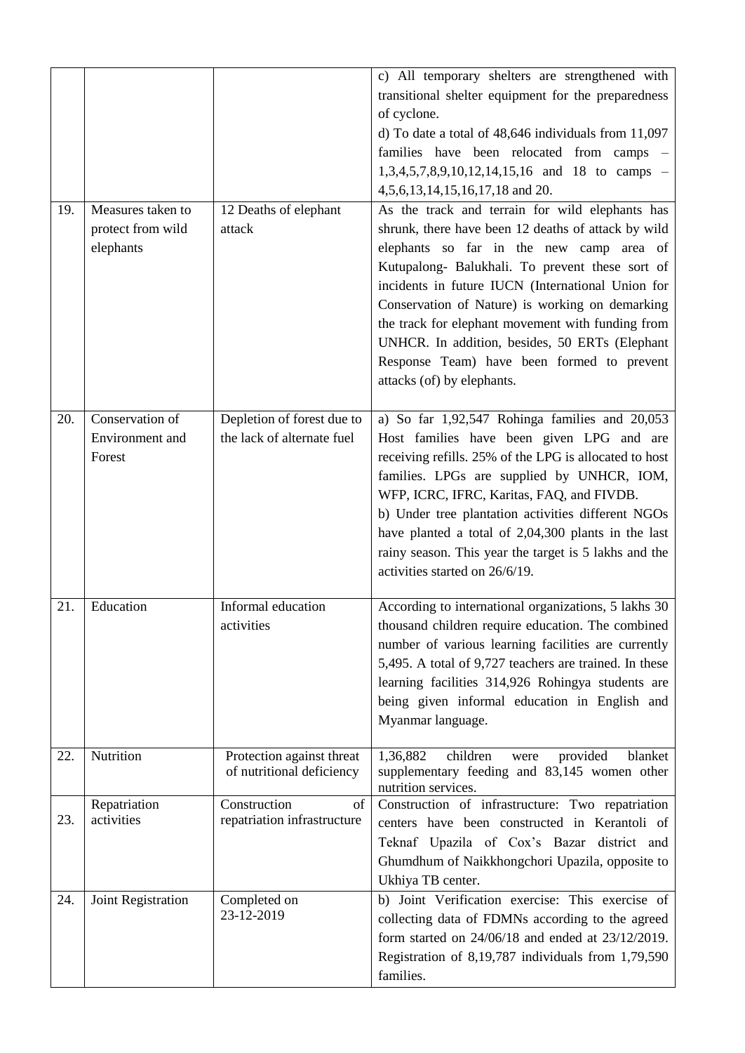| | | | |
|---|---|---|---|
| | | | c) All temporary shelters are strengthened with transitional shelter equipment for the preparedness of cyclone.<br>d) To date a total of 48,646 individuals from 11,097 families have been relocated from camps – 1,3,4,5,7,8,9,10,12,14,15,16 and 18 to camps – 4,5,6,13,14,15,16,17,18 and 20. |
| 19. | Measures taken to protect from wild elephants | 12 Deaths of elephant attack | As the track and terrain for wild elephants has shrunk, there have been 12 deaths of attack by wild elephants so far in the new camp area of Kutupalong- Balukhali. To prevent these sort of incidents in future IUCN (International Union for Conservation of Nature) is working on demarking the track for elephant movement with funding from UNHCR. In addition, besides, 50 ERTs (Elephant Response Team) have been formed to prevent attacks (of) by elephants. |
| 20. | Conservation of Environment and Forest | Depletion of forest due to the lack of alternate fuel | a) So far 1,92,547 Rohinga families and 20,053 Host families have been given LPG and are receiving refills. 25% of the LPG is allocated to host families. LPGs are supplied by UNHCR, IOM, WFP, ICRC, IFRC, Karitas, FAQ, and FIVDB.<br>b) Under tree plantation activities different NGOs have planted a total of 2,04,300 plants in the last rainy season. This year the target is 5 lakhs and the activities started on 26/6/19. |
| 21. | Education | Informal education activities | According to international organizations, 5 lakhs 30 thousand children require education. The combined number of various learning facilities are currently 5,495. A total of 9,727 teachers are trained. In these learning facilities 314,926 Rohingya students are being given informal education in English and Myanmar language. |
| 22. | Nutrition | Protection against threat of nutritional deficiency | 1,36,882 children were provided blanket supplementary feeding and 83,145 women other nutrition services. |
| 23. | Repatriation activities | Construction of repatriation infrastructure | Construction of infrastructure: Two repatriation centers have been constructed in Kerantoli of Teknaf Upazila of Cox's Bazar district and Ghumdhum of Naikkhongchori Upazila, opposite to Ukhiya TB center. |
| 24. | Joint Registration | Completed on 23-12-2019 | b) Joint Verification exercise: This exercise of collecting data of FDMNs according to the agreed form started on 24/06/18 and ended at 23/12/2019. Registration of 8,19,787 individuals from 1,79,590 families. |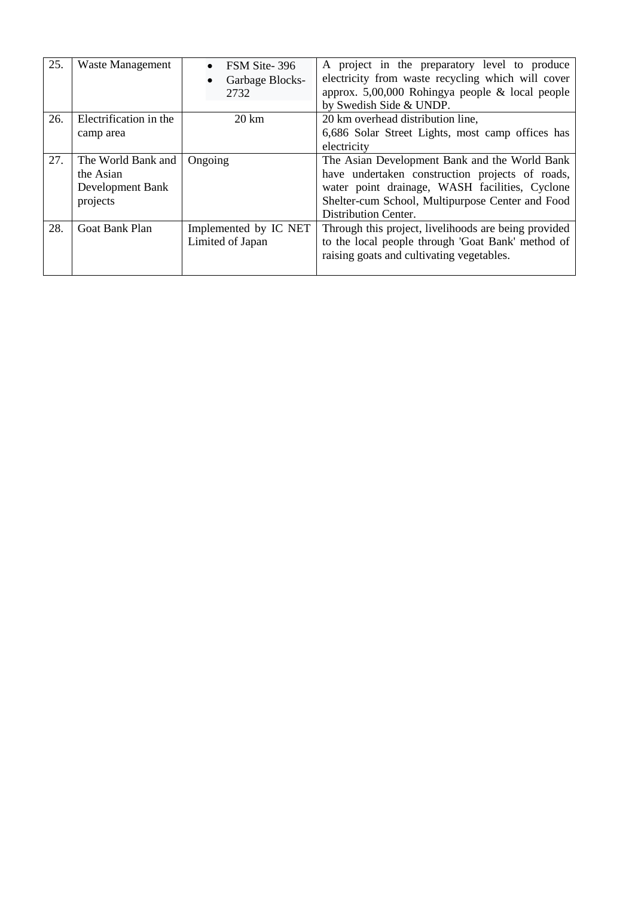| | | | |
|---|---|---|---|
| 25. | Waste Management | • FSM Site- 396<br>• Garbage Blocks- 2732 | A project in the preparatory level to produce electricity from waste recycling which will cover approx. 5,00,000 Rohingya people & local people by Swedish Side & UNDP. |
| 26. | Electrification in the camp area | 20 km | 20 km overhead distribution line,<br>6,686 Solar Street Lights, most camp offices has electricity |
| 27. | The World Bank and the Asian Development Bank projects | Ongoing | The Asian Development Bank and the World Bank have undertaken construction projects of roads, water point drainage, WASH facilities, Cyclone Shelter-cum School, Multipurpose Center and Food Distribution Center. |
| 28. | Goat Bank Plan | Implemented by IC NET Limited of Japan | Through this project, livelihoods are being provided to the local people through 'Goat Bank' method of raising goats and cultivating vegetables. |